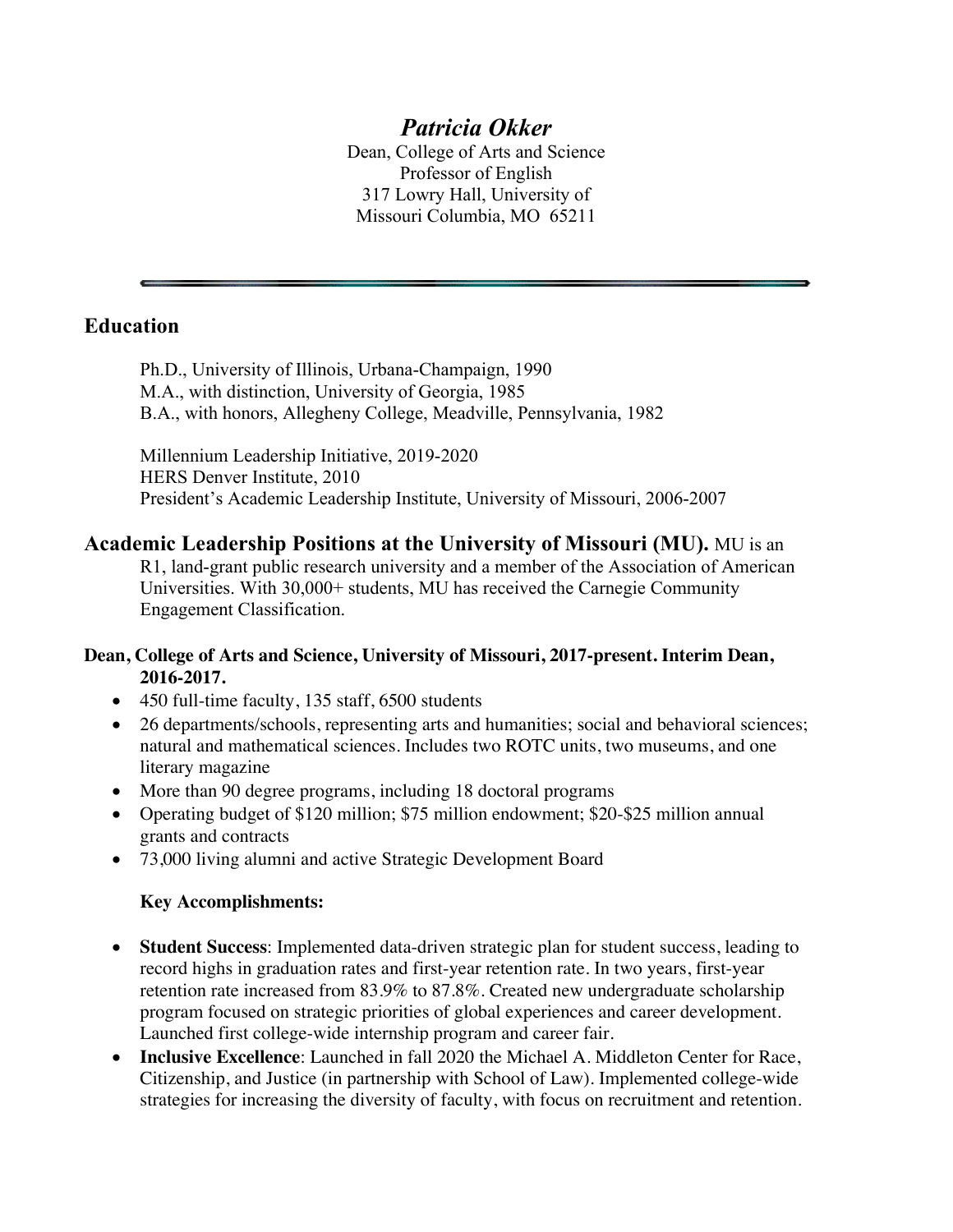# *Patricia Okker*

Dean, College of Arts and Science
Professor of English
317 Lowry Hall, University of
Missouri Columbia, MO 65211

---

## Education

Ph.D., University of Illinois, Urbana-Champaign, 1990
M.A., with distinction, University of Georgia, 1985
B.A., with honors, Allegheny College, Meadville, Pennsylvania, 1982

Millennium Leadership Initiative, 2019-2020
HERS Denver Institute, 2010
President's Academic Leadership Institute, University of Missouri, 2006-2007

## Academic Leadership Positions at the University of Missouri (MU).

MU is an R1, land-grant public research university and a member of the Association of American Universities. With 30,000+ students, MU has received the Carnegie Community Engagement Classification.

### Dean, College of Arts and Science, University of Missouri, 2017-present. Interim Dean, 2016-2017.

- 450 full-time faculty, 135 staff, 6500 students
- 26 departments/schools, representing arts and humanities; social and behavioral sciences; natural and mathematical sciences. Includes two ROTC units, two museums, and one literary magazine
- More than 90 degree programs, including 18 doctoral programs
- Operating budget of $120 million; $75 million endowment; $20-$25 million annual grants and contracts
- 73,000 living alumni and active Strategic Development Board

**Key Accomplishments:**

- **Student Success**: Implemented data-driven strategic plan for student success, leading to record highs in graduation rates and first-year retention rate. In two years, first-year retention rate increased from 83.9% to 87.8%. Created new undergraduate scholarship program focused on strategic priorities of global experiences and career development. Launched first college-wide internship program and career fair.
- **Inclusive Excellence**: Launched in fall 2020 the Michael A. Middleton Center for Race, Citizenship, and Justice (in partnership with School of Law). Implemented college-wide strategies for increasing the diversity of faculty, with focus on recruitment and retention.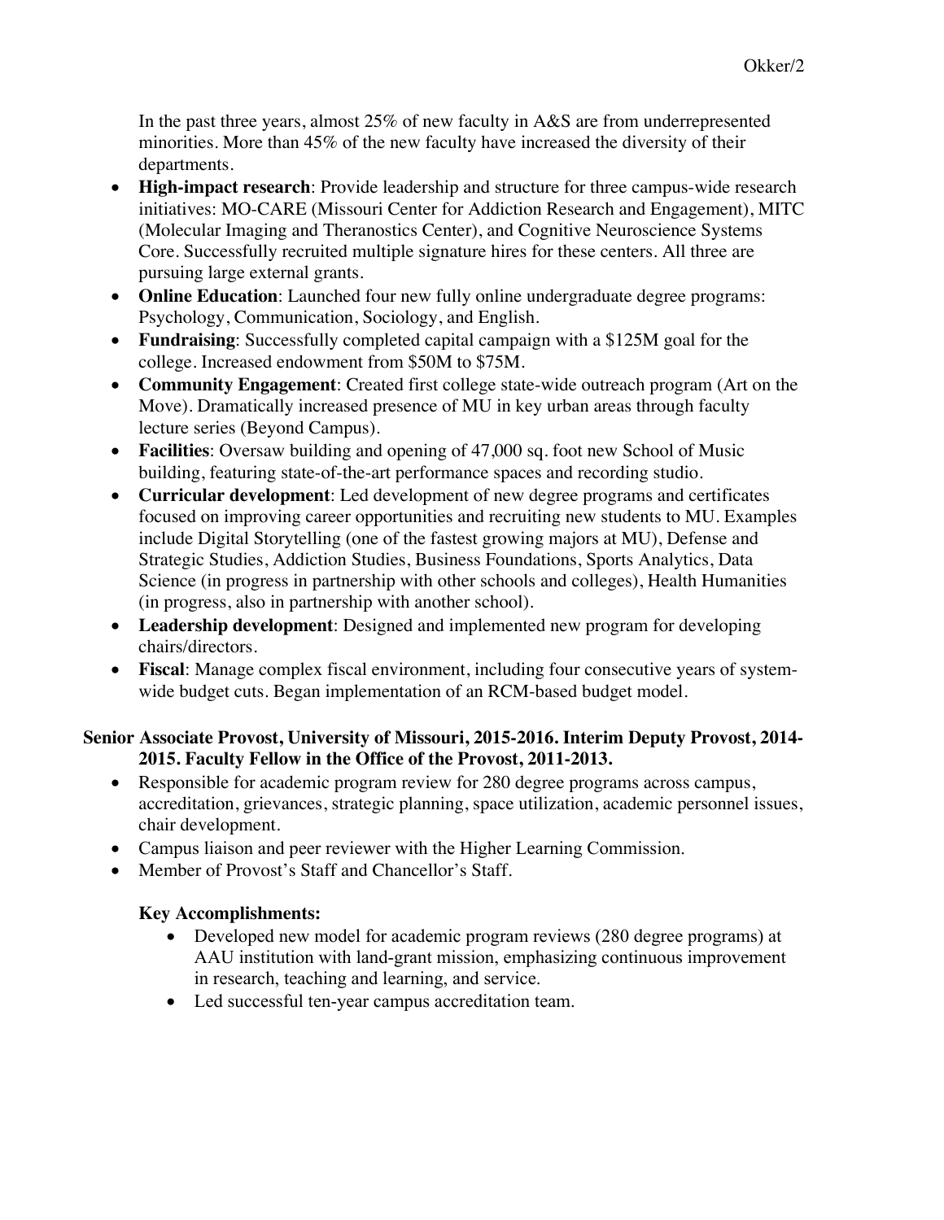In the past three years, almost 25% of new faculty in A&S are from underrepresented minorities. More than 45% of the new faculty have increased the diversity of their departments.

- **High-impact research**: Provide leadership and structure for three campus-wide research initiatives: MO-CARE (Missouri Center for Addiction Research and Engagement), MITC (Molecular Imaging and Theranostics Center), and Cognitive Neuroscience Systems Core. Successfully recruited multiple signature hires for these centers. All three are pursuing large external grants.
- **Online Education**: Launched four new fully online undergraduate degree programs: Psychology, Communication, Sociology, and English.
- **Fundraising**: Successfully completed capital campaign with a $125M goal for the college. Increased endowment from $50M to $75M.
- **Community Engagement**: Created first college state-wide outreach program (Art on the Move). Dramatically increased presence of MU in key urban areas through faculty lecture series (Beyond Campus).
- **Facilities**: Oversaw building and opening of 47,000 sq. foot new School of Music building, featuring state-of-the-art performance spaces and recording studio.
- **Curricular development**: Led development of new degree programs and certificates focused on improving career opportunities and recruiting new students to MU. Examples include Digital Storytelling (one of the fastest growing majors at MU), Defense and Strategic Studies, Addiction Studies, Business Foundations, Sports Analytics, Data Science (in progress in partnership with other schools and colleges), Health Humanities (in progress, also in partnership with another school).
- **Leadership development**: Designed and implemented new program for developing chairs/directors.
- **Fiscal**: Manage complex fiscal environment, including four consecutive years of system-wide budget cuts. Began implementation of an RCM-based budget model.

**Senior Associate Provost, University of Missouri, 2015-2016. Interim Deputy Provost, 2014-2015. Faculty Fellow in the Office of the Provost, 2011-2013.**

- Responsible for academic program review for 280 degree programs across campus, accreditation, grievances, strategic planning, space utilization, academic personnel issues, chair development.
- Campus liaison and peer reviewer with the Higher Learning Commission.
- Member of Provost's Staff and Chancellor's Staff.

**Key Accomplishments:**

- Developed new model for academic program reviews (280 degree programs) at AAU institution with land-grant mission, emphasizing continuous improvement in research, teaching and learning, and service.
- Led successful ten-year campus accreditation team.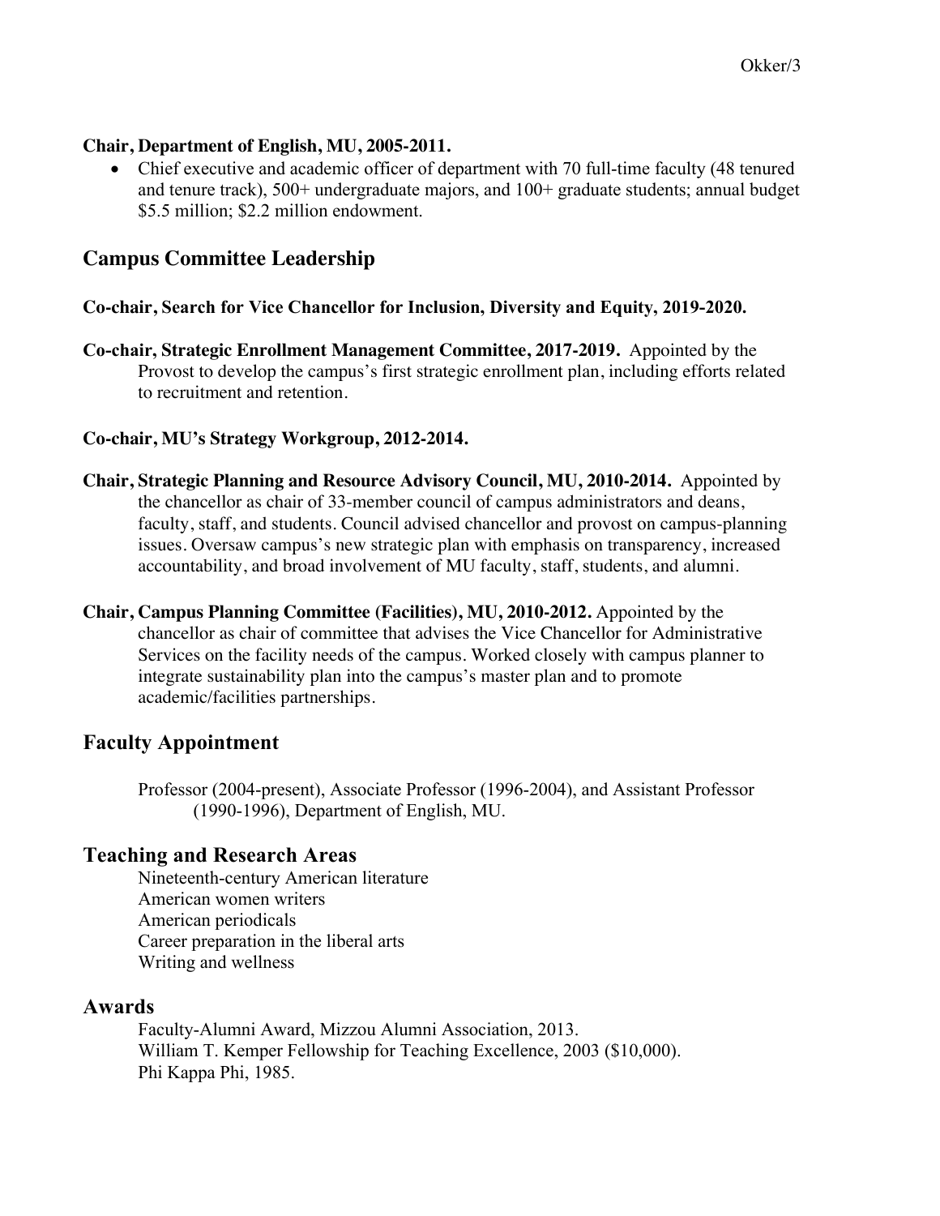**Chair, Department of English, MU, 2005-2011.**

- Chief executive and academic officer of department with 70 full-time faculty (48 tenured and tenure track), 500+ undergraduate majors, and 100+ graduate students; annual budget $5.5 million; $2.2 million endowment.

## Campus Committee Leadership

**Co-chair, Search for Vice Chancellor for Inclusion, Diversity and Equity, 2019-2020.**

**Co-chair, Strategic Enrollment Management Committee, 2017-2019.** Appointed by the Provost to develop the campus's first strategic enrollment plan, including efforts related to recruitment and retention.

**Co-chair, MU's Strategy Workgroup, 2012-2014.**

**Chair, Strategic Planning and Resource Advisory Council, MU, 2010-2014.** Appointed by the chancellor as chair of 33-member council of campus administrators and deans, faculty, staff, and students. Council advised chancellor and provost on campus-planning issues. Oversaw campus's new strategic plan with emphasis on transparency, increased accountability, and broad involvement of MU faculty, staff, students, and alumni.

**Chair, Campus Planning Committee (Facilities), MU, 2010-2012.** Appointed by the chancellor as chair of committee that advises the Vice Chancellor for Administrative Services on the facility needs of the campus. Worked closely with campus planner to integrate sustainability plan into the campus's master plan and to promote academic/facilities partnerships.

## Faculty Appointment

Professor (2004-present), Associate Professor (1996-2004), and Assistant Professor (1990-1996), Department of English, MU.

## Teaching and Research Areas

Nineteenth-century American literature
American women writers
American periodicals
Career preparation in the liberal arts
Writing and wellness

## Awards

Faculty-Alumni Award, Mizzou Alumni Association, 2013.
William T. Kemper Fellowship for Teaching Excellence, 2003 ($10,000).
Phi Kappa Phi, 1985.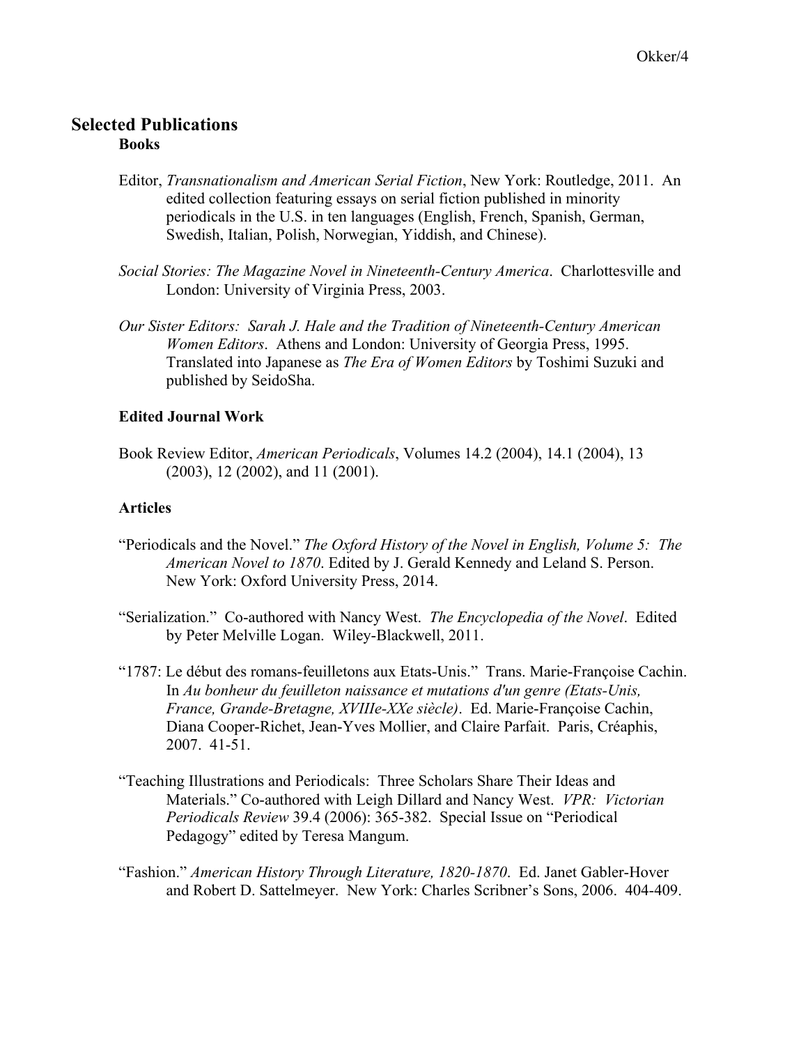## Selected Publications

### Books

Editor, *Transnationalism and American Serial Fiction*, New York: Routledge, 2011. An edited collection featuring essays on serial fiction published in minority periodicals in the U.S. in ten languages (English, French, Spanish, German, Swedish, Italian, Polish, Norwegian, Yiddish, and Chinese).

*Social Stories: The Magazine Novel in Nineteenth-Century America*. Charlottesville and London: University of Virginia Press, 2003.

*Our Sister Editors: Sarah J. Hale and the Tradition of Nineteenth-Century American Women Editors*. Athens and London: University of Georgia Press, 1995. Translated into Japanese as *The Era of Women Editors* by Toshimi Suzuki and published by SeidoSha.

### Edited Journal Work

Book Review Editor, *American Periodicals*, Volumes 14.2 (2004), 14.1 (2004), 13 (2003), 12 (2002), and 11 (2001).

### Articles

"Periodicals and the Novel." *The Oxford History of the Novel in English, Volume 5: The American Novel to 1870*. Edited by J. Gerald Kennedy and Leland S. Person. New York: Oxford University Press, 2014.

"Serialization." Co-authored with Nancy West. *The Encyclopedia of the Novel*. Edited by Peter Melville Logan. Wiley-Blackwell, 2011.

"1787: Le début des romans-feuilletons aux Etats-Unis." Trans. Marie-Françoise Cachin. In *Au bonheur du feuilleton naissance et mutations d'un genre (Etats-Unis, France, Grande-Bretagne, XVIIIe-XXe siècle)*. Ed. Marie-Françoise Cachin, Diana Cooper-Richet, Jean-Yves Mollier, and Claire Parfait. Paris, Créaphis, 2007. 41-51.

"Teaching Illustrations and Periodicals: Three Scholars Share Their Ideas and Materials." Co-authored with Leigh Dillard and Nancy West. *VPR: Victorian Periodicals Review* 39.4 (2006): 365-382. Special Issue on "Periodical Pedagogy" edited by Teresa Mangum.

"Fashion." *American History Through Literature, 1820-1870*. Ed. Janet Gabler-Hover and Robert D. Sattelmeyer. New York: Charles Scribner's Sons, 2006. 404-409.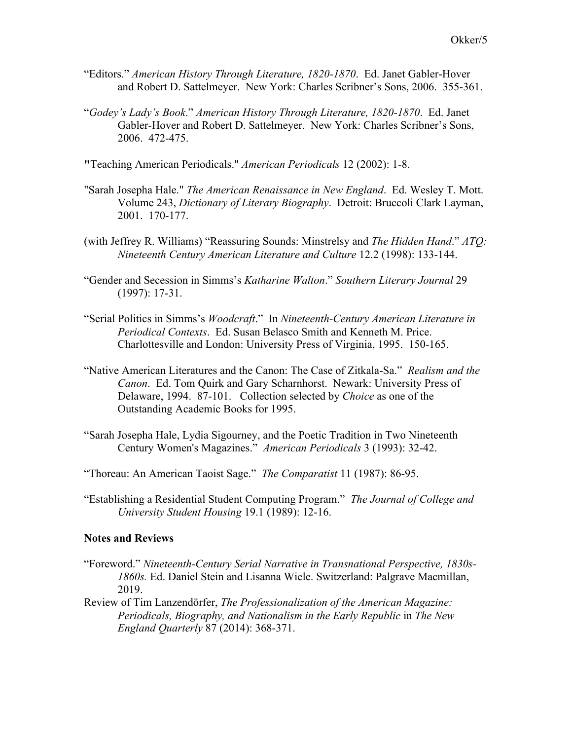"Editors." *American History Through Literature, 1820-1870*. Ed. Janet Gabler-Hover and Robert D. Sattelmeyer. New York: Charles Scribner's Sons, 2006. 355-361.

"*Godey's Lady's Book*." *American History Through Literature, 1820-1870*. Ed. Janet Gabler-Hover and Robert D. Sattelmeyer. New York: Charles Scribner's Sons, 2006. 472-475.

"Teaching American Periodicals." *American Periodicals* 12 (2002): 1-8.

"Sarah Josepha Hale." *The American Renaissance in New England*. Ed. Wesley T. Mott. Volume 243, *Dictionary of Literary Biography*. Detroit: Bruccoli Clark Layman, 2001. 170-177.

(with Jeffrey R. Williams) "Reassuring Sounds: Minstrelsy and *The Hidden Hand*." *ATQ: Nineteenth Century American Literature and Culture* 12.2 (1998): 133-144.

"Gender and Secession in Simms's *Katharine Walton*." *Southern Literary Journal* 29 (1997): 17-31.

"Serial Politics in Simms's *Woodcraft*." In *Nineteenth-Century American Literature in Periodical Contexts*. Ed. Susan Belasco Smith and Kenneth M. Price. Charlottesville and London: University Press of Virginia, 1995. 150-165.

"Native American Literatures and the Canon: The Case of Zitkala-Sa." *Realism and the Canon*. Ed. Tom Quirk and Gary Scharnhorst. Newark: University Press of Delaware, 1994. 87-101. Collection selected by *Choice* as one of the Outstanding Academic Books for 1995.

"Sarah Josepha Hale, Lydia Sigourney, and the Poetic Tradition in Two Nineteenth Century Women's Magazines." *American Periodicals* 3 (1993): 32-42.

"Thoreau: An American Taoist Sage." *The Comparatist* 11 (1987): 86-95.

"Establishing a Residential Student Computing Program." *The Journal of College and University Student Housing* 19.1 (1989): 12-16.

**Notes and Reviews**

"Foreword." *Nineteenth-Century Serial Narrative in Transnational Perspective, 1830s-1860s.* Ed. Daniel Stein and Lisanna Wiele. Switzerland: Palgrave Macmillan, 2019.

Review of Tim Lanzendörfer, *The Professionalization of the American Magazine: Periodicals, Biography, and Nationalism in the Early Republic* in *The New England Quarterly* 87 (2014): 368-371.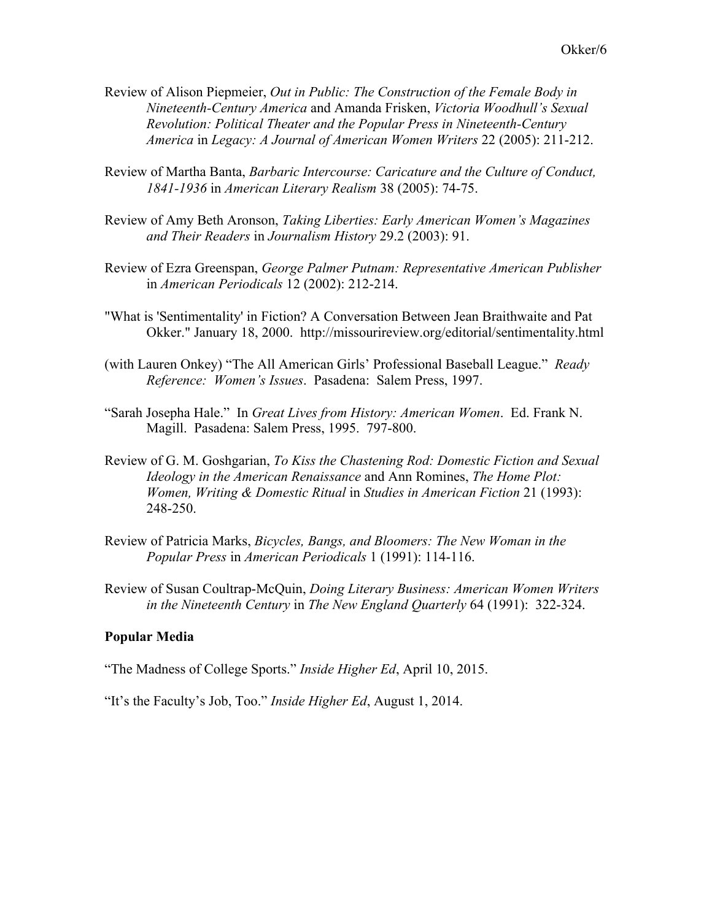Review of Alison Piepmeier, *Out in Public: The Construction of the Female Body in Nineteenth-Century America* and Amanda Frisken, *Victoria Woodhull's Sexual Revolution: Political Theater and the Popular Press in Nineteenth-Century America* in *Legacy: A Journal of American Women Writers* 22 (2005): 211-212.

Review of Martha Banta, *Barbaric Intercourse: Caricature and the Culture of Conduct, 1841-1936* in *American Literary Realism* 38 (2005): 74-75.

Review of Amy Beth Aronson, *Taking Liberties: Early American Women's Magazines and Their Readers* in *Journalism History* 29.2 (2003): 91.

Review of Ezra Greenspan, *George Palmer Putnam: Representative American Publisher* in *American Periodicals* 12 (2002): 212-214.

"What is 'Sentimentality' in Fiction? A Conversation Between Jean Braithwaite and Pat Okker." January 18, 2000. http://missourireview.org/editorial/sentimentality.html

(with Lauren Onkey) "The All American Girls' Professional Baseball League." *Ready Reference: Women's Issues*. Pasadena: Salem Press, 1997.

"Sarah Josepha Hale." In *Great Lives from History: American Women*. Ed. Frank N. Magill. Pasadena: Salem Press, 1995. 797-800.

Review of G. M. Goshgarian, *To Kiss the Chastening Rod: Domestic Fiction and Sexual Ideology in the American Renaissance* and Ann Romines, *The Home Plot: Women, Writing & Domestic Ritual* in *Studies in American Fiction* 21 (1993): 248-250.

Review of Patricia Marks, *Bicycles, Bangs, and Bloomers: The New Woman in the Popular Press* in *American Periodicals* 1 (1991): 114-116.

Review of Susan Coultrap-McQuin, *Doing Literary Business: American Women Writers in the Nineteenth Century* in *The New England Quarterly* 64 (1991): 322-324.

**Popular Media**

"The Madness of College Sports." *Inside Higher Ed*, April 10, 2015.

"It's the Faculty's Job, Too." *Inside Higher Ed*, August 1, 2014.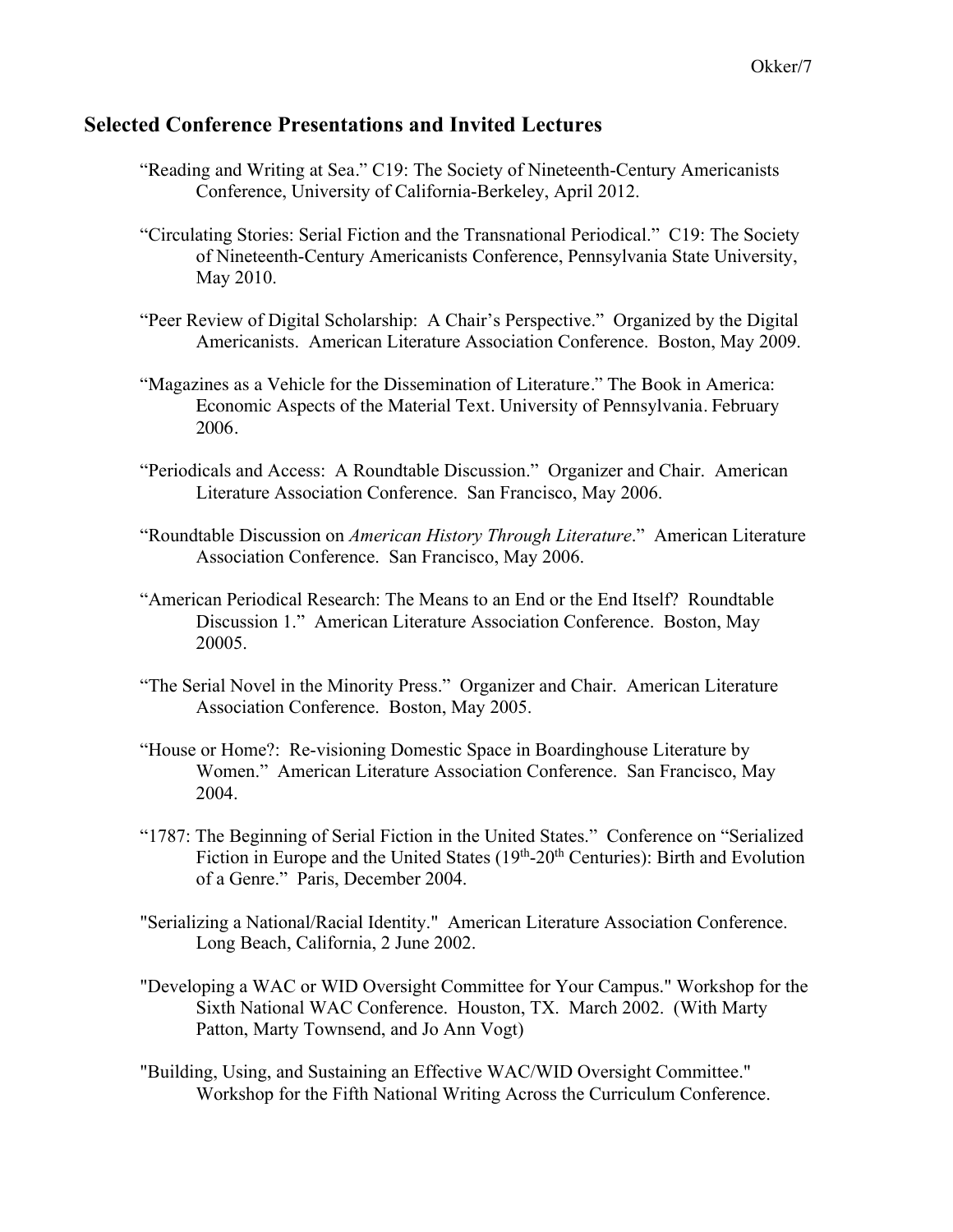## Selected Conference Presentations and Invited Lectures

"Reading and Writing at Sea." C19: The Society of Nineteenth-Century Americanists Conference, University of California-Berkeley, April 2012.

"Circulating Stories: Serial Fiction and the Transnational Periodical." C19: The Society of Nineteenth-Century Americanists Conference, Pennsylvania State University, May 2010.

"Peer Review of Digital Scholarship: A Chair's Perspective." Organized by the Digital Americanists. American Literature Association Conference. Boston, May 2009.

"Magazines as a Vehicle for the Dissemination of Literature." The Book in America: Economic Aspects of the Material Text. University of Pennsylvania. February 2006.

"Periodicals and Access: A Roundtable Discussion." Organizer and Chair. American Literature Association Conference. San Francisco, May 2006.

"Roundtable Discussion on *American History Through Literature*." American Literature Association Conference. San Francisco, May 2006.

"American Periodical Research: The Means to an End or the End Itself? Roundtable Discussion 1." American Literature Association Conference. Boston, May 20005.

"The Serial Novel in the Minority Press." Organizer and Chair. American Literature Association Conference. Boston, May 2005.

"House or Home?: Re-visioning Domestic Space in Boardinghouse Literature by Women." American Literature Association Conference. San Francisco, May 2004.

"1787: The Beginning of Serial Fiction in the United States." Conference on "Serialized Fiction in Europe and the United States (19th-20th Centuries): Birth and Evolution of a Genre." Paris, December 2004.

"Serializing a National/Racial Identity." American Literature Association Conference. Long Beach, California, 2 June 2002.

"Developing a WAC or WID Oversight Committee for Your Campus." Workshop for the Sixth National WAC Conference. Houston, TX. March 2002. (With Marty Patton, Marty Townsend, and Jo Ann Vogt)

"Building, Using, and Sustaining an Effective WAC/WID Oversight Committee." Workshop for the Fifth National Writing Across the Curriculum Conference.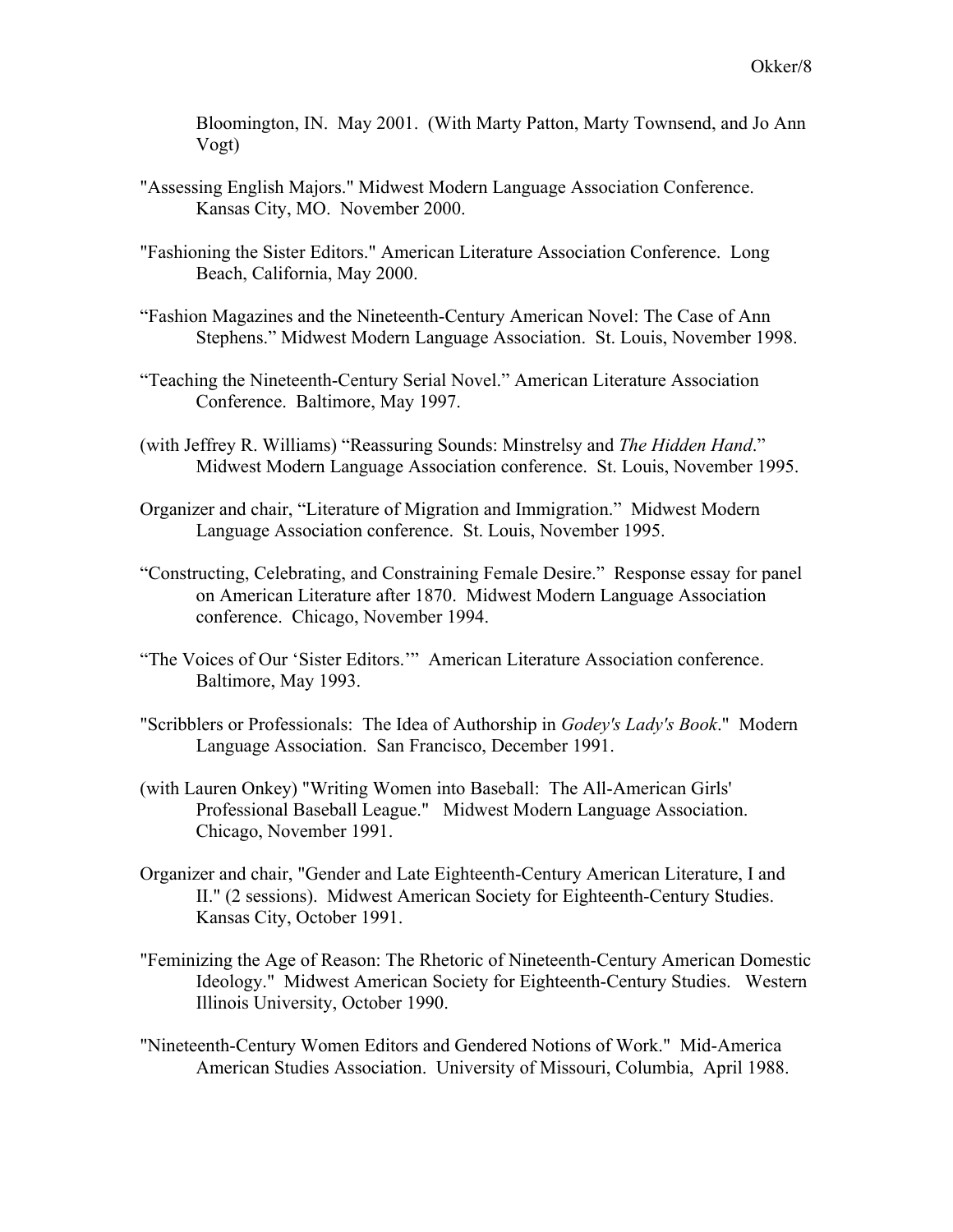Bloomington, IN. May 2001. (With Marty Patton, Marty Townsend, and Jo Ann Vogt)

"Assessing English Majors." Midwest Modern Language Association Conference. Kansas City, MO. November 2000.

"Fashioning the Sister Editors." American Literature Association Conference. Long Beach, California, May 2000.

"Fashion Magazines and the Nineteenth-Century American Novel: The Case of Ann Stephens." Midwest Modern Language Association. St. Louis, November 1998.

"Teaching the Nineteenth-Century Serial Novel." American Literature Association Conference. Baltimore, May 1997.

(with Jeffrey R. Williams) "Reassuring Sounds: Minstrelsy and *The Hidden Hand*." Midwest Modern Language Association conference. St. Louis, November 1995.

Organizer and chair, "Literature of Migration and Immigration." Midwest Modern Language Association conference. St. Louis, November 1995.

"Constructing, Celebrating, and Constraining Female Desire." Response essay for panel on American Literature after 1870. Midwest Modern Language Association conference. Chicago, November 1994.

"The Voices of Our 'Sister Editors.'" American Literature Association conference. Baltimore, May 1993.

"Scribblers or Professionals: The Idea of Authorship in *Godey's Lady's Book*." Modern Language Association. San Francisco, December 1991.

(with Lauren Onkey) "Writing Women into Baseball: The All-American Girls' Professional Baseball League." Midwest Modern Language Association. Chicago, November 1991.

Organizer and chair, "Gender and Late Eighteenth-Century American Literature, I and II." (2 sessions). Midwest American Society for Eighteenth-Century Studies. Kansas City, October 1991.

"Feminizing the Age of Reason: The Rhetoric of Nineteenth-Century American Domestic Ideology." Midwest American Society for Eighteenth-Century Studies. Western Illinois University, October 1990.

"Nineteenth-Century Women Editors and Gendered Notions of Work." Mid-America American Studies Association. University of Missouri, Columbia, April 1988.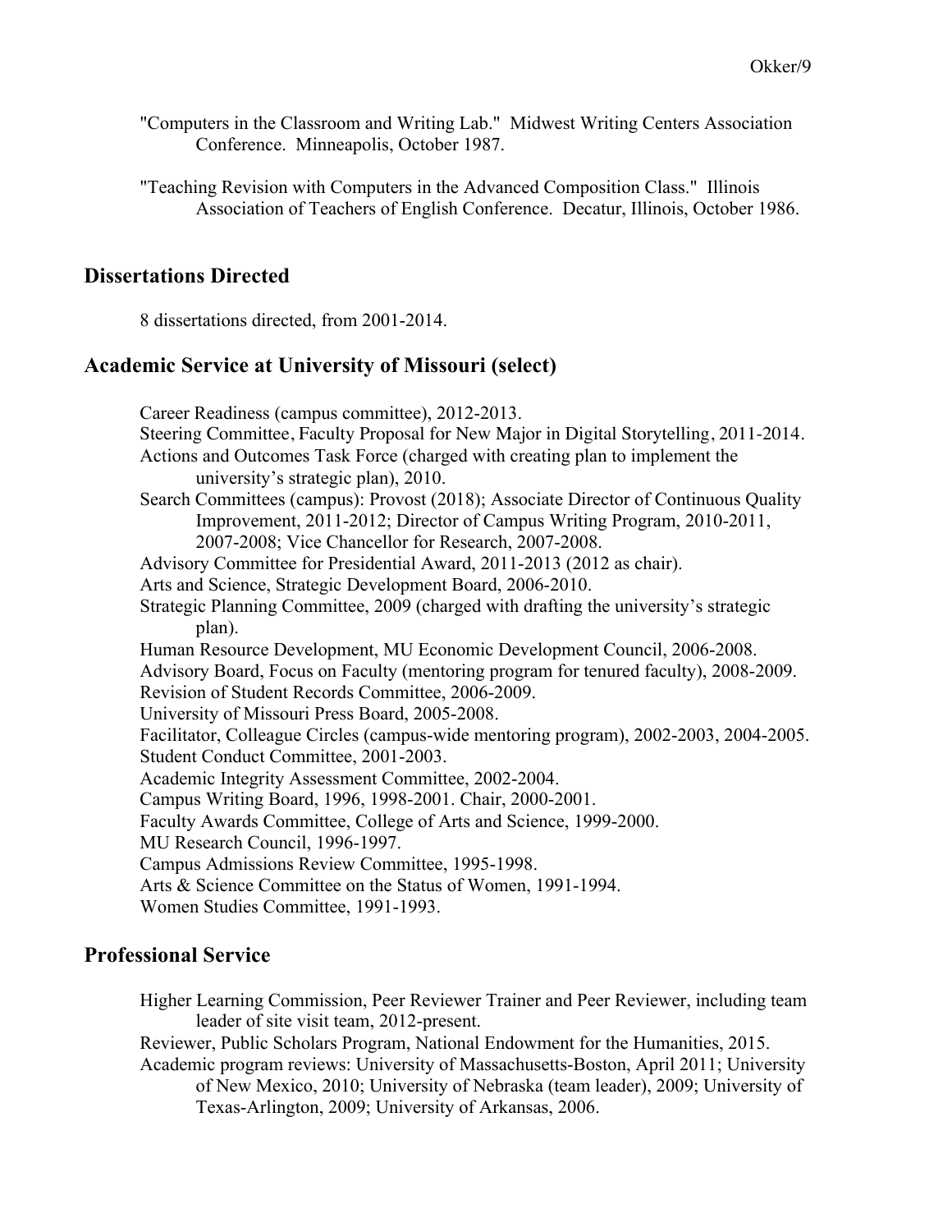"Computers in the Classroom and Writing Lab." Midwest Writing Centers Association Conference. Minneapolis, October 1987.

"Teaching Revision with Computers in the Advanced Composition Class." Illinois Association of Teachers of English Conference. Decatur, Illinois, October 1986.

## Dissertations Directed

8 dissertations directed, from 2001-2014.

## Academic Service at University of Missouri (select)

Career Readiness (campus committee), 2012-2013.
Steering Committee, Faculty Proposal for New Major in Digital Storytelling, 2011-2014.
Actions and Outcomes Task Force (charged with creating plan to implement the university's strategic plan), 2010.
Search Committees (campus): Provost (2018); Associate Director of Continuous Quality Improvement, 2011-2012; Director of Campus Writing Program, 2010-2011, 2007-2008; Vice Chancellor for Research, 2007-2008.
Advisory Committee for Presidential Award, 2011-2013 (2012 as chair).
Arts and Science, Strategic Development Board, 2006-2010.
Strategic Planning Committee, 2009 (charged with drafting the university's strategic plan).
Human Resource Development, MU Economic Development Council, 2006-2008.
Advisory Board, Focus on Faculty (mentoring program for tenured faculty), 2008-2009.
Revision of Student Records Committee, 2006-2009.
University of Missouri Press Board, 2005-2008.
Facilitator, Colleague Circles (campus-wide mentoring program), 2002-2003, 2004-2005.
Student Conduct Committee, 2001-2003.
Academic Integrity Assessment Committee, 2002-2004.
Campus Writing Board, 1996, 1998-2001. Chair, 2000-2001.
Faculty Awards Committee, College of Arts and Science, 1999-2000.
MU Research Council, 1996-1997.
Campus Admissions Review Committee, 1995-1998.
Arts & Science Committee on the Status of Women, 1991-1994.
Women Studies Committee, 1991-1993.

## Professional Service

Higher Learning Commission, Peer Reviewer Trainer and Peer Reviewer, including team leader of site visit team, 2012-present.
Reviewer, Public Scholars Program, National Endowment for the Humanities, 2015.
Academic program reviews: University of Massachusetts-Boston, April 2011; University of New Mexico, 2010; University of Nebraska (team leader), 2009; University of Texas-Arlington, 2009; University of Arkansas, 2006.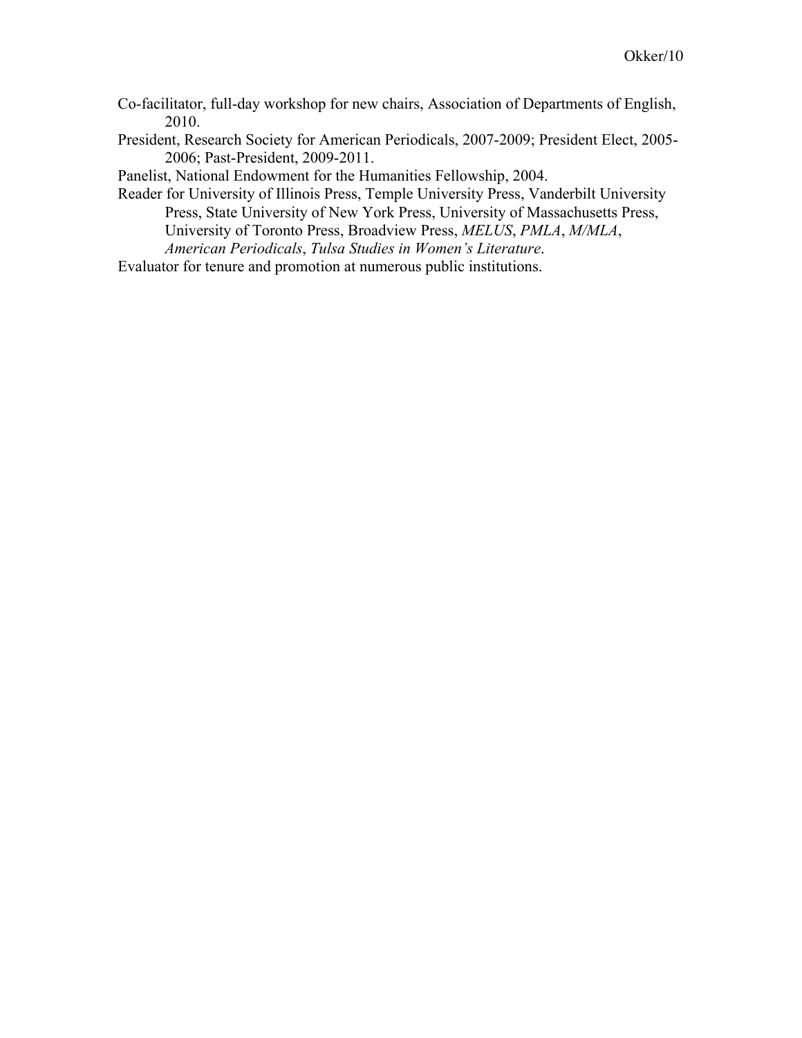Co-facilitator, full-day workshop for new chairs, Association of Departments of English, 2010.

President, Research Society for American Periodicals, 2007-2009; President Elect, 2005-2006; Past-President, 2009-2011.

Panelist, National Endowment for the Humanities Fellowship, 2004.

Reader for University of Illinois Press, Temple University Press, Vanderbilt University Press, State University of New York Press, University of Massachusetts Press, University of Toronto Press, Broadview Press, *MELUS*, *PMLA*, *M/MLA*, *American Periodicals*, *Tulsa Studies in Women's Literature*.

Evaluator for tenure and promotion at numerous public institutions.